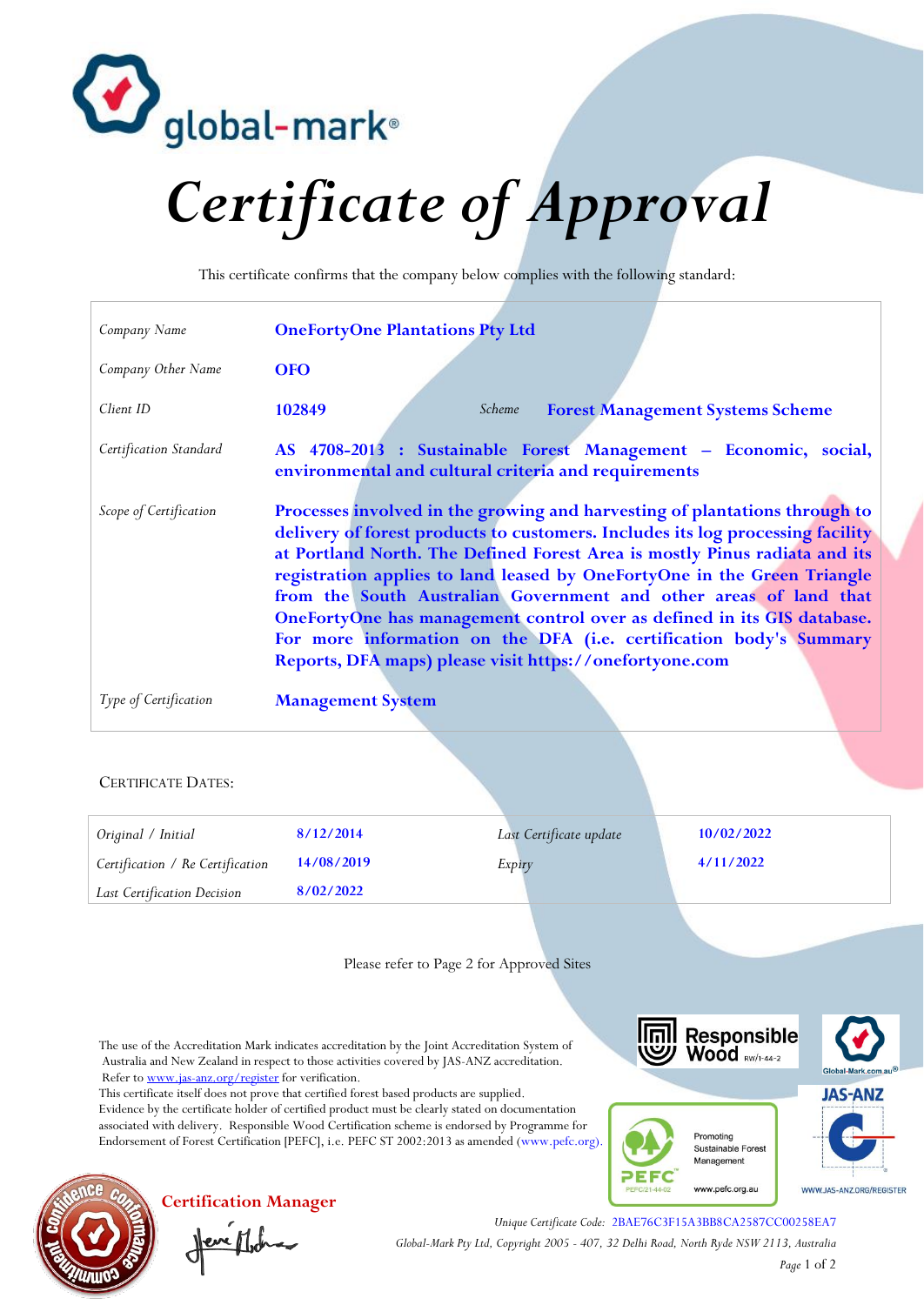global-mark®

# Certificate of Approval

This certificate confirms that the company below complies with the following standard:

| | | | |
|---|---|---|---|
| *Company Name* | **OneFortyOne Plantations Pty Ltd** | | |
| *Company Other Name* | **OFO** | | |
| *Client ID* | **102849** | *Scheme* | **Forest Management Systems Scheme** |
| *Certification Standard* | **AS 4708-2013 : Sustainable Forest Management – Economic, social, environmental and cultural criteria and requirements** | | |
| *Scope of Certification* | **Processes involved in the growing and harvesting of plantations through to delivery of forest products to customers. Includes its log processing facility at Portland North. The Defined Forest Area is mostly Pinus radiata and its registration applies to land leased by OneFortyOne in the Green Triangle from the South Australian Government and other areas of land that OneFortyOne has management control over as defined in its GIS database. For more information on the DFA (i.e. certification body's Summary Reports, DFA maps) please visit https://onefortyone.com** | | |
| *Type of Certification* | **Management System** | | |

CERTIFICATE DATES:

| | | | |
|---|---|---|---|
| *Original / Initial* | **8/12/2014** | *Last Certificate update* | **10/02/2022** |
| *Certification / Re Certification* | **14/08/2019** | *Expiry* | **4/11/2022** |
| *Last Certification Decision* | **8/02/2022** | | |

Please refer to Page 2 for Approved Sites

The use of the Accreditation Mark indicates accreditation by the Joint Accreditation System of Australia and New Zealand in respect to those activities covered by JAS-ANZ accreditation. Refer to www.jas-anz.org/register for verification.
This certificate itself does not prove that certified forest based products are supplied. Evidence by the certificate holder of certified product must be clearly stated on documentation associated with delivery. Responsible Wood Certification scheme is endorsed by Programme for Endorsement of Forest Certification [PEFC], i.e. PEFC ST 2002:2013 as amended (www.pefc.org).

Responsible Wood RW/1-44-2

PEFC PEFC/21-44-02 Promoting Sustainable Forest Management www.pefc.org.au

Global-Mark.com.au®

JAS-ANZ WWW.JAS-ANZ.ORG/REGISTER

**Certification Manager**

*Unique Certificate Code:* 2BAE76C3F15A3BB8CA2587CC00258EA7

*Global-Mark Pty Ltd, Copyright 2005 - 407, 32 Delhi Road, North Ryde NSW 2113, Australia*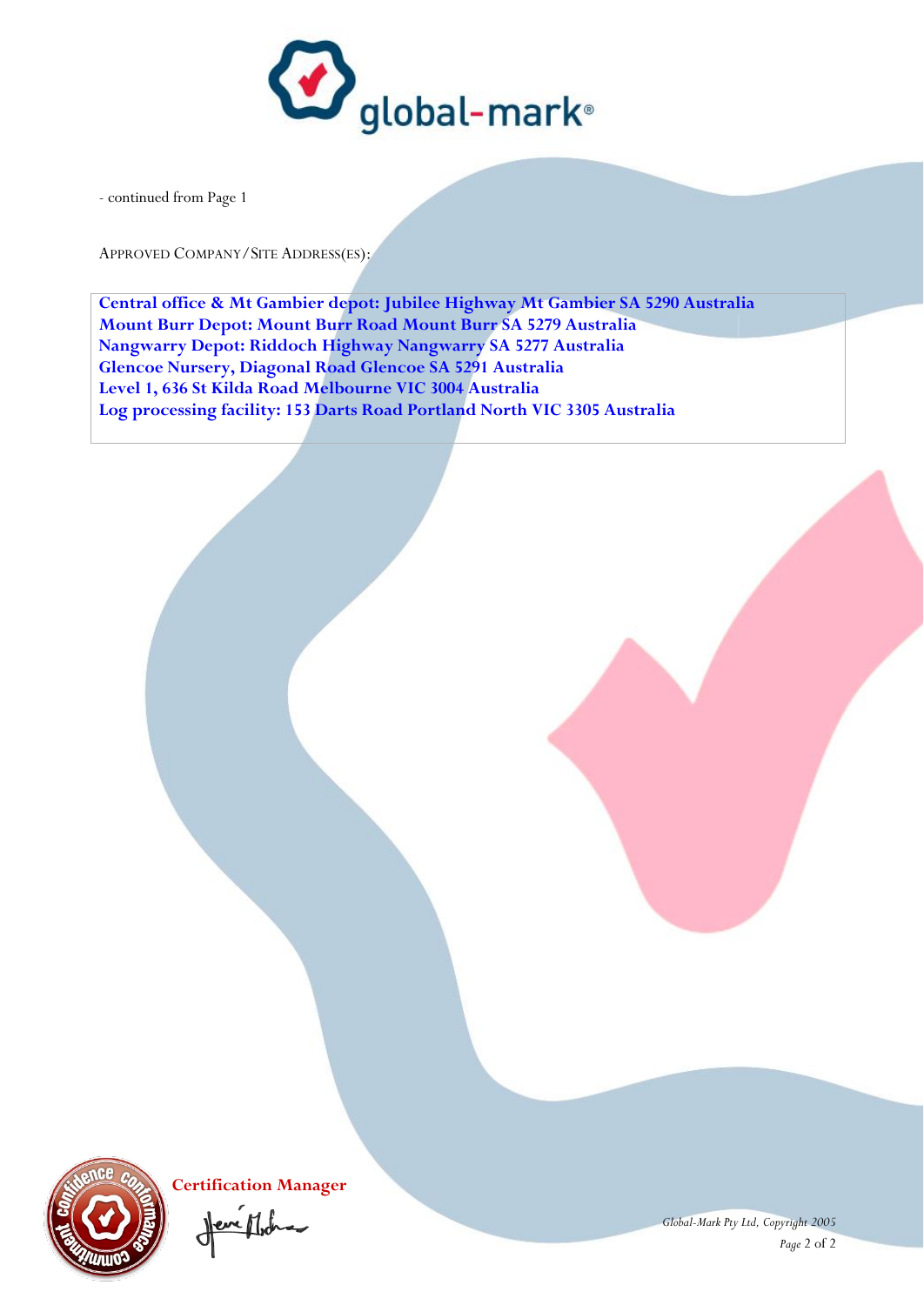- continued from Page 1

APPROVED COMPANY/SITE ADDRESS(ES):

**Central office & Mt Gambier depot: Jubilee Highway Mt Gambier SA 5290 Australia**
**Mount Burr Depot: Mount Burr Road Mount Burr SA 5279 Australia**
**Nangwarry Depot: Riddoch Highway Nangwarry SA 5277 Australia**
**Glencoe Nursery, Diagonal Road Glencoe SA 5291 Australia**
**Level 1, 636 St Kilda Road Melbourne VIC 3004 Australia**
**Log processing facility: 153 Darts Road Portland North VIC 3305 Australia**

**Certification Manager**

*Global-Mark Pty Ltd, Copyright 2005*